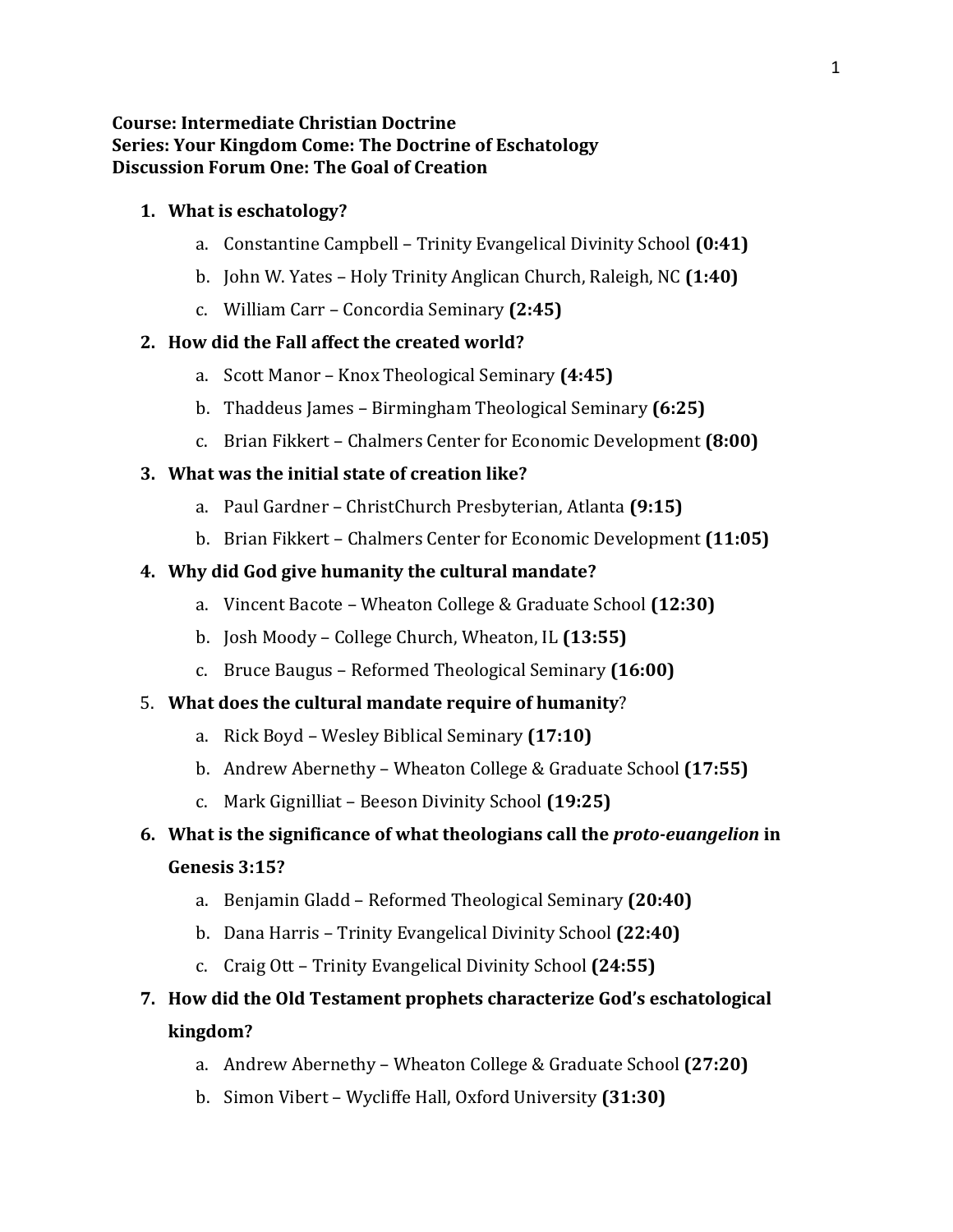**Course: Intermediate Christian Doctrine**
**Series: Your Kingdom Come: The Doctrine of Eschatology**
**Discussion Forum One: The Goal of Creation**

1. **What is eschatology?**
    a. Constantine Campbell – Trinity Evangelical Divinity School **(0:41)**
    b. John W. Yates – Holy Trinity Anglican Church, Raleigh, NC **(1:40)**
    c. William Carr – Concordia Seminary **(2:45)**
2. **How did the Fall affect the created world?**
    a. Scott Manor – Knox Theological Seminary **(4:45)**
    b. Thaddeus James – Birmingham Theological Seminary **(6:25)**
    c. Brian Fikkert – Chalmers Center for Economic Development **(8:00)**
3. **What was the initial state of creation like?**
    a. Paul Gardner – ChristChurch Presbyterian, Atlanta **(9:15)**
    b. Brian Fikkert – Chalmers Center for Economic Development **(11:05)**
4. **Why did God give humanity the cultural mandate?**
    a. Vincent Bacote – Wheaton College & Graduate School **(12:30)**
    b. Josh Moody – College Church, Wheaton, IL **(13:55)**
    c. Bruce Baugus – Reformed Theological Seminary **(16:00)**
5. **What does the cultural mandate require of humanity**?
    a. Rick Boyd – Wesley Biblical Seminary **(17:10)**
    b. Andrew Abernethy – Wheaton College & Graduate School **(17:55)**
    c. Mark Gignilliat – Beeson Divinity School **(19:25)**
6. **What is the significance of what theologians call the *proto-euangelion* in Genesis 3:15?**
    a. Benjamin Gladd – Reformed Theological Seminary **(20:40)**
    b. Dana Harris – Trinity Evangelical Divinity School **(22:40)**
    c. Craig Ott – Trinity Evangelical Divinity School **(24:55)**
7. **How did the Old Testament prophets characterize God's eschatological kingdom?**
    a. Andrew Abernethy – Wheaton College & Graduate School **(27:20)**
    b. Simon Vibert – Wycliffe Hall, Oxford University **(31:30)**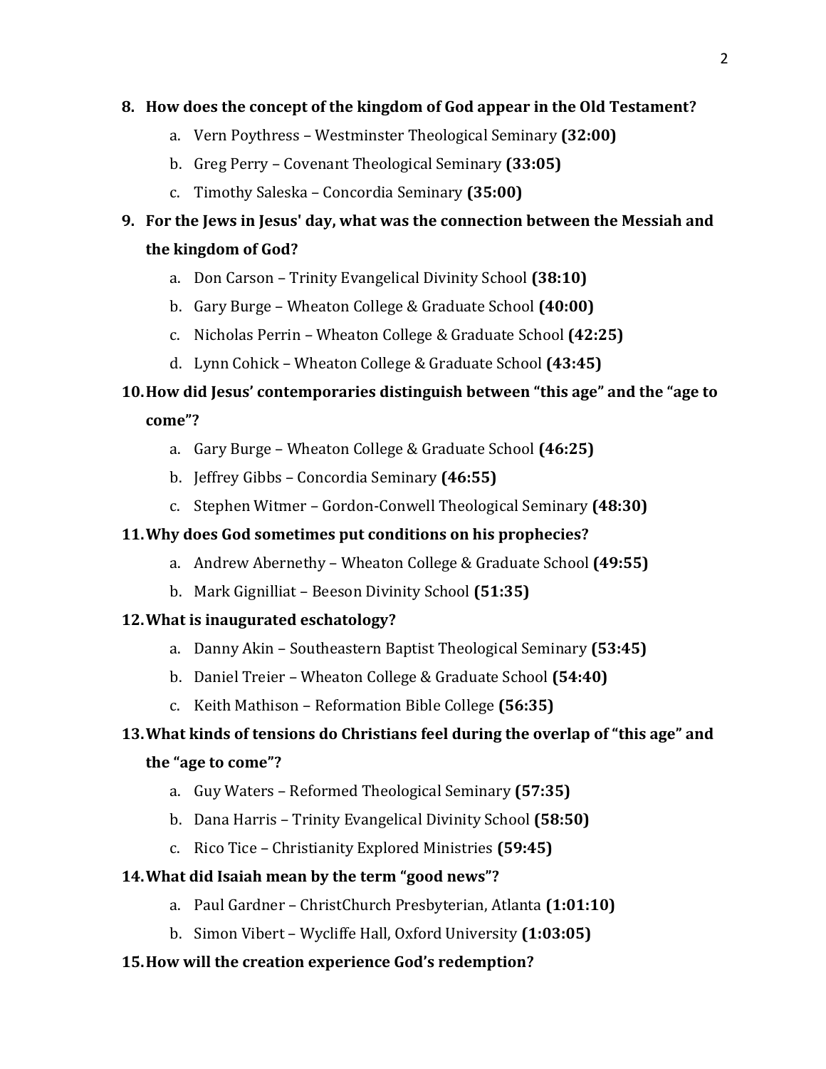8. **How does the concept of the kingdom of God appear in the Old Testament?**
    a. Vern Poythress – Westminster Theological Seminary **(32:00)**
    b. Greg Perry – Covenant Theological Seminary **(33:05)**
    c. Timothy Saleska – Concordia Seminary **(35:00)**
9. **For the Jews in Jesus' day, what was the connection between the Messiah and the kingdom of God?**
    a. Don Carson – Trinity Evangelical Divinity School **(38:10)**
    b. Gary Burge – Wheaton College & Graduate School **(40:00)**
    c. Nicholas Perrin – Wheaton College & Graduate School **(42:25)**
    d. Lynn Cohick – Wheaton College & Graduate School **(43:45)**
10. **How did Jesus' contemporaries distinguish between "this age" and the "age to come"?**
    a. Gary Burge – Wheaton College & Graduate School **(46:25)**
    b. Jeffrey Gibbs – Concordia Seminary **(46:55)**
    c. Stephen Witmer – Gordon-Conwell Theological Seminary **(48:30)**
11. **Why does God sometimes put conditions on his prophecies?**
    a. Andrew Abernethy – Wheaton College & Graduate School **(49:55)**
    b. Mark Gignilliat – Beeson Divinity School **(51:35)**
12. **What is inaugurated eschatology?**
    a. Danny Akin – Southeastern Baptist Theological Seminary **(53:45)**
    b. Daniel Treier – Wheaton College & Graduate School **(54:40)**
    c. Keith Mathison – Reformation Bible College **(56:35)**
13. **What kinds of tensions do Christians feel during the overlap of "this age" and the "age to come"?**
    a. Guy Waters – Reformed Theological Seminary **(57:35)**
    b. Dana Harris – Trinity Evangelical Divinity School **(58:50)**
    c. Rico Tice – Christianity Explored Ministries **(59:45)**
14. **What did Isaiah mean by the term "good news"?**
    a. Paul Gardner – ChristChurch Presbyterian, Atlanta **(1:01:10)**
    b. Simon Vibert – Wycliffe Hall, Oxford University **(1:03:05)**
15. **How will the creation experience God's redemption?**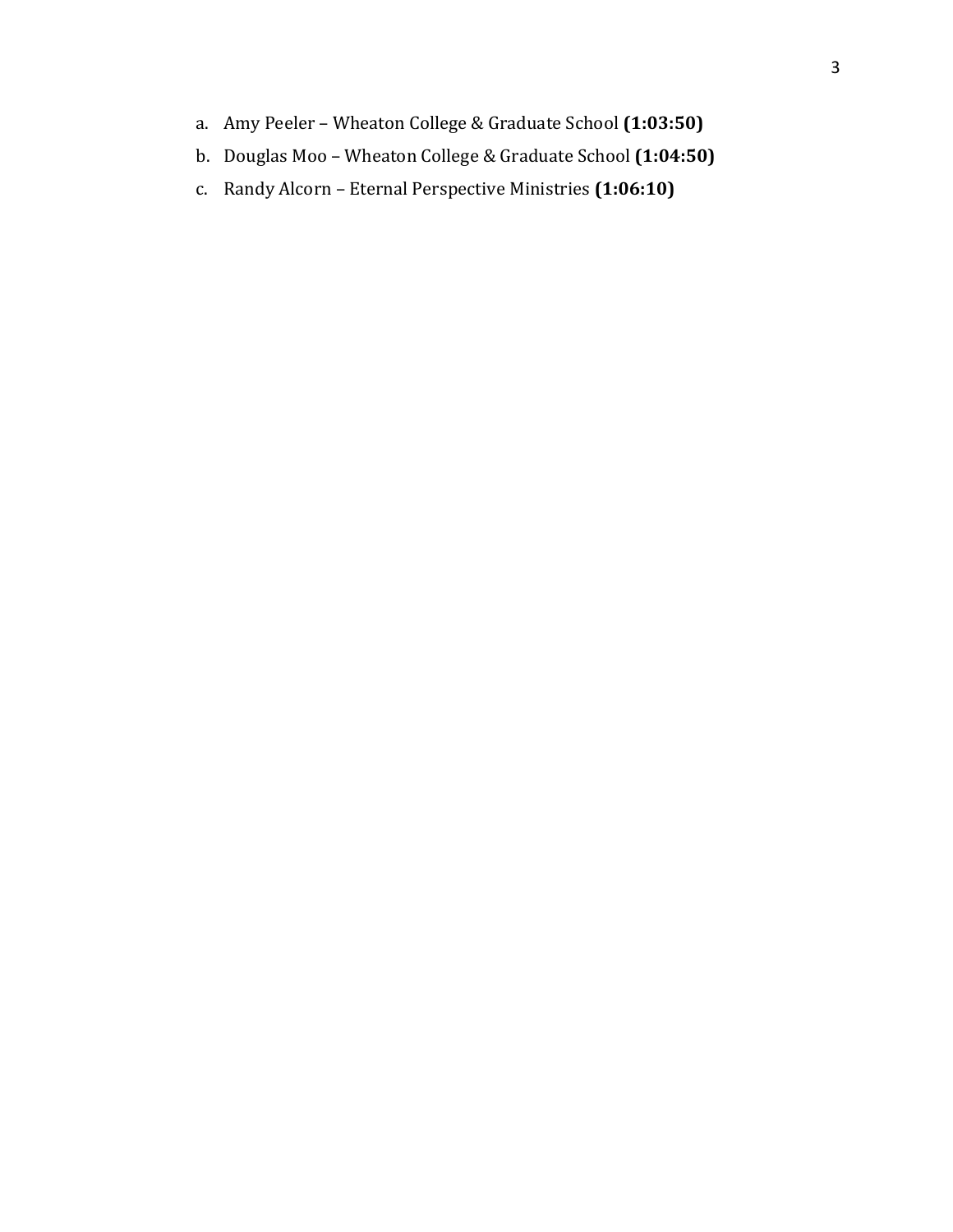a. Amy Peeler – Wheaton College & Graduate School **(1:03:50)**
b. Douglas Moo – Wheaton College & Graduate School **(1:04:50)**
c. Randy Alcorn – Eternal Perspective Ministries **(1:06:10)**